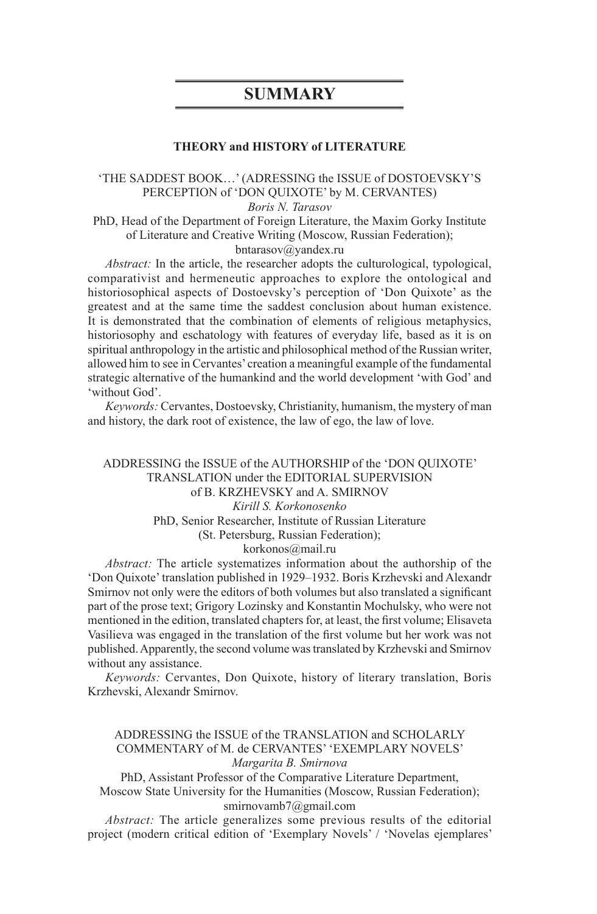# SUMMARY

## THEORY and HISTORY of LITERATURE

### 'THE SADDEST BOOK…' (ADRESSING the ISSUE of DOSTOEVSKY'S PERCEPTION of 'DON QUIXOTE' by M. CERVANTES)

*Boris N. Tarasov*

PhD, Head of the Department of Foreign Literature, the Maxim Gorky Institute of Literature and Creative Writing (Moscow, Russian Federation); bntarasov@yandex.ru

*Abstract:* In the article, the researcher adopts the culturological, typological, comparativist and hermeneutic approaches to explore the ontological and historiosophical aspects of Dostoevsky's perception of 'Don Quixote' as the greatest and at the same time the saddest conclusion about human existence. It is demonstrated that the combination of elements of religious metaphysics, historiosophy and eschatology with features of everyday life, based as it is on spiritual anthropology in the artistic and philosophical method of the Russian writer, allowed him to see in Cervantes' creation a meaningful example of the fundamental strategic alternative of the humankind and the world development 'with God' and 'without God'.

*Keywords:* Cervantes, Dostoevsky, Christianity, humanism, the mystery of man and history, the dark root of existence, the law of ego, the law of love.

### ADDRESSING the ISSUE of the AUTHORSHIP of the 'DON QUIXOTE' TRANSLATION under the EDITORIAL SUPERVISION of B. KRZHEVSKY and A. SMIRNOV

*Kirill S. Korkonosenko*

PhD, Senior Researcher, Institute of Russian Literature (St. Petersburg, Russian Federation); korkonos@mail.ru

*Abstract:* The article systematizes information about the authorship of the 'Don Quixote' translation published in 1929–1932. Boris Krzhevski and Alexandr Smirnov not only were the editors of both volumes but also translated a significant part of the prose text; Grigory Lozinsky and Konstantin Mochulsky, who were not mentioned in the edition, translated chapters for, at least, the first volume; Elisaveta Vasilieva was engaged in the translation of the first volume but her work was not published. Apparently, the second volume was translated by Krzhevski and Smirnov without any assistance.

*Keywords:* Cervantes, Don Quixote, history of literary translation, Boris Krzhevski, Alexandr Smirnov.

### ADDRESSING the ISSUE of the TRANSLATION and SCHOLARLY COMMENTARY of M. de CERVANTES' 'EXEMPLARY NOVELS'

*Margarita B. Smirnova*

PhD, Assistant Professor of the Comparative Literature Department, Moscow State University for the Humanities (Moscow, Russian Federation); smirnovamb7@gmail.com

*Abstract:* The article generalizes some previous results of the editorial project (modern critical edition of 'Exemplary Novels' / 'Novelas ejemplares'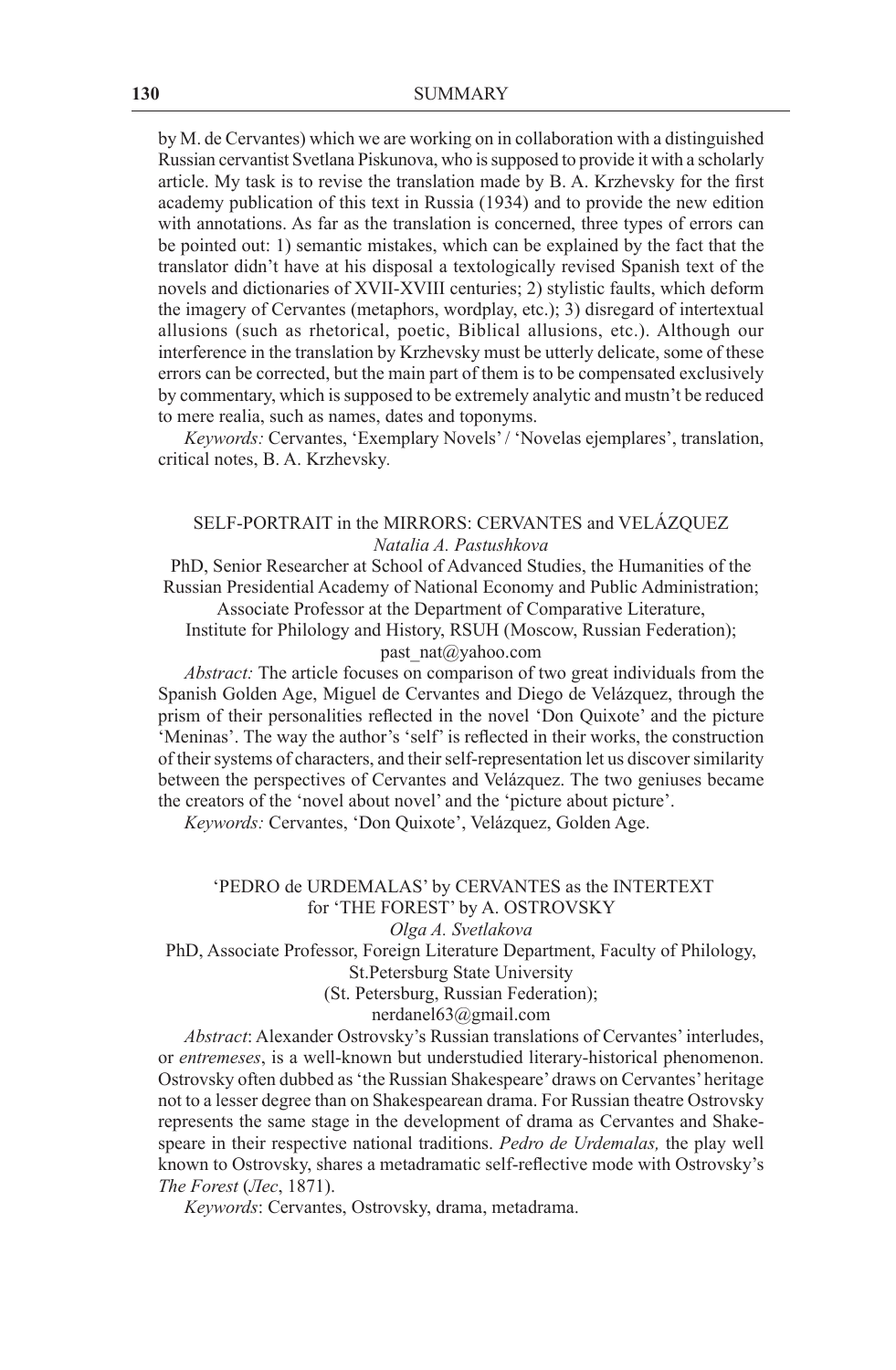by M. de Cervantes) which we are working on in collaboration with a distinguished Russian cervantist Svetlana Piskunova, who is supposed to provide it with a scholarly article. My task is to revise the translation made by B. A. Krzhevsky for the first academy publication of this text in Russia (1934) and to provide the new edition with annotations. As far as the translation is concerned, three types of errors can be pointed out: 1) semantic mistakes, which can be explained by the fact that the translator didn't have at his disposal a textologically revised Spanish text of the novels and dictionaries of XVII-XVIII centuries; 2) stylistic faults, which deform the imagery of Cervantes (metaphors, wordplay, etc.); 3) disregard of intertextual allusions (such as rhetorical, poetic, Biblical allusions, etc.). Although our interference in the translation by Krzhevsky must be utterly delicate, some of these errors can be corrected, but the main part of them is to be compensated exclusively by commentary, which is supposed to be extremely analytic and mustn't be reduced to mere realia, such as names, dates and toponyms.

*Keywords:* Cervantes, 'Exemplary Novels' / 'Novelas ejemplares', translation, critical notes, B. A. Krzhevsky.

## SELF-PORTRAIT in the MIRRORS: CERVANTES and VELÁZQUEZ

*Natalia A. Pastushkova*

PhD, Senior Researcher at School of Advanced Studies, the Humanities of the Russian Presidential Academy of National Economy and Public Administration; Associate Professor at the Department of Comparative Literature, Institute for Philology and History, RSUH (Moscow, Russian Federation); past_nat@yahoo.com

*Abstract:* The article focuses on comparison of two great individuals from the Spanish Golden Age, Miguel de Cervantes and Diego de Velázquez, through the prism of their personalities reflected in the novel 'Don Quixote' and the picture 'Meninas'. The way the author's 'self' is reflected in their works, the construction of their systems of characters, and their self-representation let us discover similarity between the perspectives of Cervantes and Velázquez. The two geniuses became the creators of the 'novel about novel' and the 'picture about picture'.

*Keywords:* Cervantes, 'Don Quixote', Velázquez, Golden Age.

## 'PEDRO de URDEMALAS' by CERVANTES as the INTERTEXT for 'THE FOREST' by A. OSTROVSKY

*Olga A. Svetlakova*

PhD, Associate Professor, Foreign Literature Department, Faculty of Philology, St.Petersburg State University (St. Petersburg, Russian Federation); nerdanel63@gmail.com

*Abstract*: Alexander Ostrovsky's Russian translations of Cervantes' interludes, or *entremeses*, is a well-known but understudied literary-historical phenomenon. Ostrovsky often dubbed as 'the Russian Shakespeare' draws on Cervantes' heritage not to a lesser degree than on Shakespearean drama. For Russian theatre Ostrovsky represents the same stage in the development of drama as Cervantes and Shakespeare in their respective national traditions. *Pedro de Urdemalas,* the play well known to Ostrovsky, shares a metadramatic self-reflective mode with Ostrovsky's *The Forest* (*Лес*, 1871).

*Keywords*: Cervantes, Ostrovsky, drama, metadrama.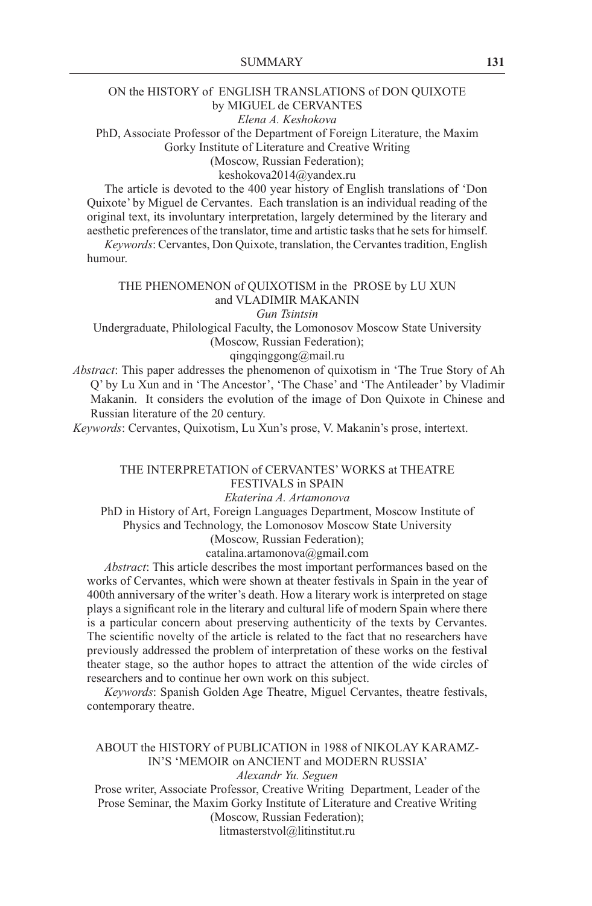## ON the HISTORY of ENGLISH TRANSLATIONS of DON QUIXOTE by MIGUEL de CERVANTES

*Elena A. Keshokova*

PhD, Associate Professor of the Department of Foreign Literature, the Maxim Gorky Institute of Literature and Creative Writing (Moscow, Russian Federation); keshokova2014@yandex.ru

The article is devoted to the 400 year history of English translations of 'Don Quixote' by Miguel de Cervantes. Each translation is an individual reading of the original text, its involuntary interpretation, largely determined by the literary and aesthetic preferences of the translator, time and artistic tasks that he sets for himself.

*Keywords*: Cervantes, Don Quixote, translation, the Cervantes tradition, English humour.

## THE PHENOMENON of QUIXOTISM in the PROSE by LU XUN and VLADIMIR MAKANIN

*Gun Tsintsin*

Undergraduate, Philological Faculty, the Lomonosov Moscow State University (Moscow, Russian Federation); qingqinggong@mail.ru

*Abstract*: This paper addresses the phenomenon of quixotism in 'The True Story of Ah Q' by Lu Xun and in 'The Ancestor', 'The Chase' and 'The Antileader' by Vladimir Makanin. It considers the evolution of the image of Don Quixote in Chinese and Russian literature of the 20 century.

*Keywords*: Cervantes, Quixotism, Lu Xun's prose, V. Makanin's prose, intertext.

## THE INTERPRETATION of CERVANTES' WORKS at THEATRE FESTIVALS in SPAIN

*Ekaterina A. Artamonova*

PhD in History of Art, Foreign Languages Department, Moscow Institute of Physics and Technology, the Lomonosov Moscow State University (Moscow, Russian Federation); catalina.artamonova@gmail.com

*Abstract*: This article describes the most important performances based on the works of Cervantes, which were shown at theater festivals in Spain in the year of 400th anniversary of the writer's death. How a literary work is interpreted on stage plays a significant role in the literary and cultural life of modern Spain where there is a particular concern about preserving authenticity of the texts by Cervantes. The scientific novelty of the article is related to the fact that no researchers have previously addressed the problem of interpretation of these works on the festival theater stage, so the author hopes to attract the attention of the wide circles of researchers and to continue her own work on this subject.

*Keywords*: Spanish Golden Age Theatre, Miguel Cervantes, theatre festivals, contemporary theatre.

## ABOUT the HISTORY of PUBLICATION in 1988 of NIKOLAY KARAMZIN'S 'MEMOIR on ANCIENT and MODERN RUSSIA'

*Alexandr Yu. Seguen*

Prose writer, Associate Professor, Creative Writing Department, Leader of the Prose Seminar, the Maxim Gorky Institute of Literature and Creative Writing (Moscow, Russian Federation); litmasterstvol@litinstitut.ru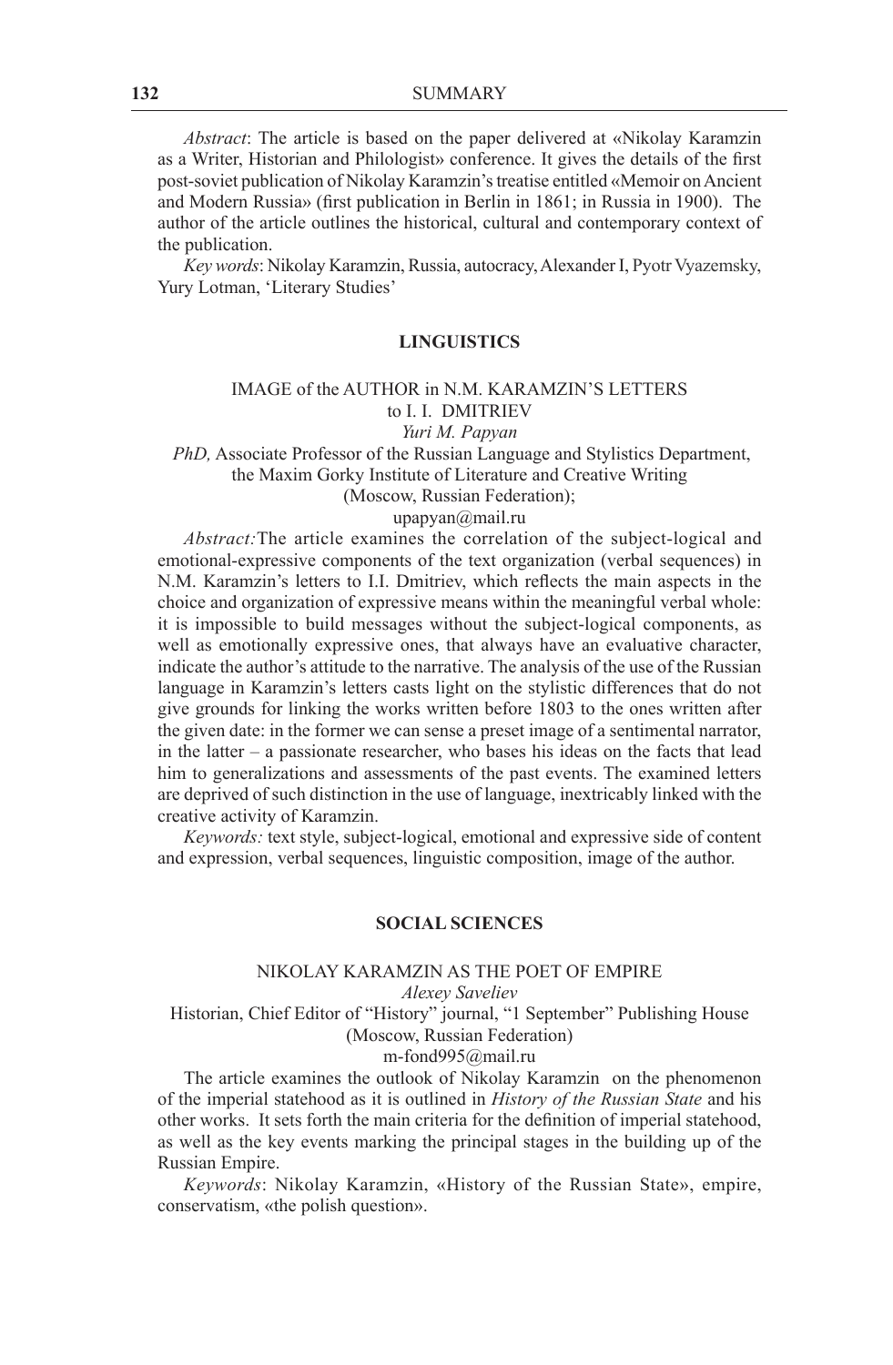*Abstract*: The article is based on the paper delivered at «Nikolay Karamzin as a Writer, Historian and Philologist» conference. It gives the details of the first post-soviet publication of Nikolay Karamzin's treatise entitled «Memoir on Ancient and Modern Russia» (first publication in Berlin in 1861; in Russia in 1900). The author of the article outlines the historical, cultural and contemporary context of the publication.

*Key words*: Nikolay Karamzin, Russia, autocracy, Alexander I, Pyotr Vyazemsky, Yury Lotman, 'Literary Studies'

## LINGUISTICS

### IMAGE of the AUTHOR in N.M. KARAMZIN'S LETTERS to I. I. DMITRIEV

*Yuri M. Papyan*

*PhD,* Associate Professor of the Russian Language and Stylistics Department, the Maxim Gorky Institute of Literature and Creative Writing (Moscow, Russian Federation);

upapyan@mail.ru

*Abstract:* The article examines the correlation of the subject-logical and emotional-expressive components of the text organization (verbal sequences) in N.M. Karamzin's letters to I.I. Dmitriev, which reflects the main aspects in the choice and organization of expressive means within the meaningful verbal whole: it is impossible to build messages without the subject-logical components, as well as emotionally expressive ones, that always have an evaluative character, indicate the author's attitude to the narrative. The analysis of the use of the Russian language in Karamzin's letters casts light on the stylistic differences that do not give grounds for linking the works written before 1803 to the ones written after the given date: in the former we can sense a preset image of a sentimental narrator, in the latter – a passionate researcher, who bases his ideas on the facts that lead him to generalizations and assessments of the past events. The examined letters are deprived of such distinction in the use of language, inextricably linked with the creative activity of Karamzin.

*Keywords:* text style, subject-logical, emotional and expressive side of content and expression, verbal sequences, linguistic composition, image of the author.

## SOCIAL SCIENCES

### NIKOLAY KARAMZIN AS THE POET OF EMPIRE

*Alexey Saveliev*

Historian, Chief Editor of "History" journal, "1 September" Publishing House (Moscow, Russian Federation)

m-fond995@mail.ru

The article examines the outlook of Nikolay Karamzin on the phenomenon of the imperial statehood as it is outlined in *History of the Russian State* and his other works. It sets forth the main criteria for the definition of imperial statehood, as well as the key events marking the principal stages in the building up of the Russian Empire.

*Keywords*: Nikolay Karamzin, «History of the Russian State», empire, conservatism, «the polish question».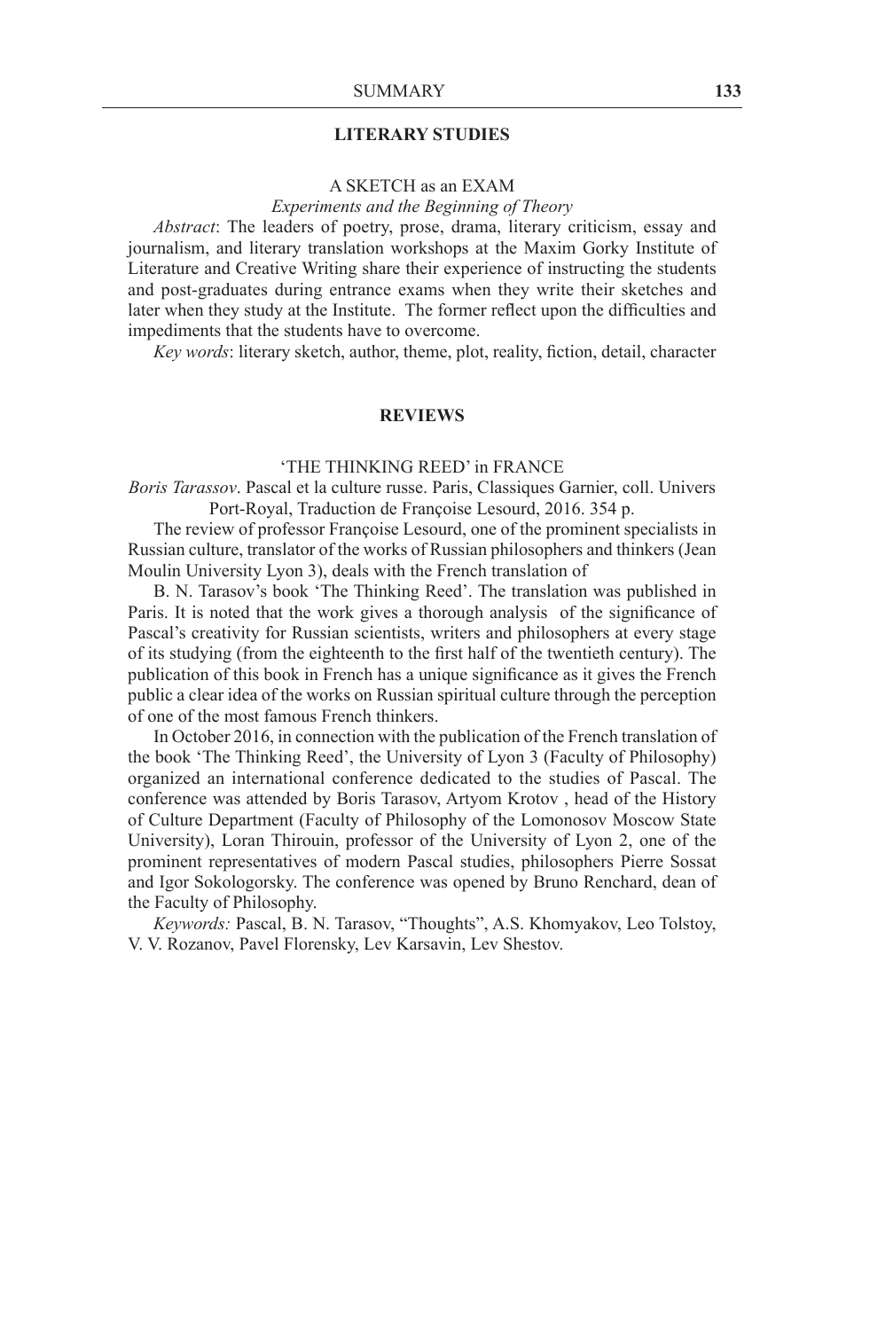## LITERARY STUDIES

### A SKETCH as an EXAM

*Experiments and the Beginning of Theory*

*Abstract*: The leaders of poetry, prose, drama, literary criticism, essay and journalism, and literary translation workshops at the Maxim Gorky Institute of Literature and Creative Writing share their experience of instructing the students and post-graduates during entrance exams when they write their sketches and later when they study at the Institute. The former reflect upon the difficulties and impediments that the students have to overcome.

*Key words*: literary sketch, author, theme, plot, reality, fiction, detail, character

## REVIEWS

### 'THE THINKING REED' in FRANCE

*Boris Tarassov*. Pascal et la culture russe. Paris, Classiques Garnier, coll. Univers Port-Royal, Traduction de Françoise Lesourd, 2016. 354 p.

The review of professor Françoise Lesourd, one of the prominent specialists in Russian culture, translator of the works of Russian philosophers and thinkers (Jean Moulin University Lyon 3), deals with the French translation of

B. N. Tarasov's book 'The Thinking Reed'. The translation was published in Paris. It is noted that the work gives a thorough analysis of the significance of Pascal's creativity for Russian scientists, writers and philosophers at every stage of its studying (from the eighteenth to the first half of the twentieth century). The publication of this book in French has a unique significance as it gives the French public a clear idea of the works on Russian spiritual culture through the perception of one of the most famous French thinkers.

In October 2016, in connection with the publication of the French translation of the book 'The Thinking Reed', the University of Lyon 3 (Faculty of Philosophy) organized an international conference dedicated to the studies of Pascal. The conference was attended by Boris Tarasov, Artyom Krotov , head of the History of Culture Department (Faculty of Philosophy of the Lomonosov Moscow State University), Loran Thirouin, professor of the University of Lyon 2, one of the prominent representatives of modern Pascal studies, philosophers Pierre Sossat and Igor Sokologorsky. The conference was opened by Bruno Renchard, dean of the Faculty of Philosophy.

*Keywords:* Pascal, B. N. Tarasov, "Thoughts", A.S. Khomyakov, Leo Tolstoy, V. V. Rozanov, Pavel Florensky, Lev Karsavin, Lev Shestov.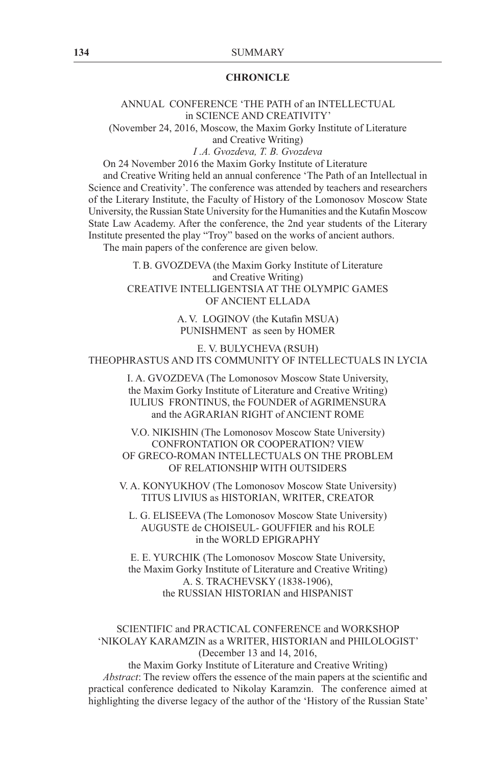## CHRONICLE

ANNUAL CONFERENCE 'THE PATH of an INTELLECTUAL in SCIENCE AND CREATIVITY'
(November 24, 2016, Moscow, the Maxim Gorky Institute of Literature and Creative Writing)

*I .A. Gvozdeva, T. B. Gvozdeva*

On 24 November 2016 the Maxim Gorky Institute of Literature and Creative Writing held an annual conference 'The Path of an Intellectual in Science and Creativity'. The conference was attended by teachers and researchers of the Literary Institute, the Faculty of History of the Lomonosov Moscow State University, the Russian State University for the Humanities and the Kutafin Moscow State Law Academy. After the conference, the 2nd year students of the Literary Institute presented the play "Troy" based on the works of ancient authors.

The main papers of the conference are given below.

T. B. GVOZDEVA (the Maxim Gorky Institute of Literature and Creative Writing)
CREATIVE INTELLIGENTSIA AT THE OLYMPIC GAMES OF ANCIENT ELLADA

A. V. LOGINOV (the Kutafin MSUA)
PUNISHMENT as seen by HOMER

E. V. BULYCHEVA (RSUH)
THEOPHRASTUS AND ITS COMMUNITY OF INTELLECTUALS IN LYCIA

I. A. GVOZDEVA (The Lomonosov Moscow State University, the Maxim Gorky Institute of Literature and Creative Writing)
IULIUS FRONTINUS, the FOUNDER of AGRIMENSURA and the AGRARIAN RIGHT of ANCIENT ROME

V.O. NIKISHIN (The Lomonosov Moscow State University)
CONFRONTATION OR COOPERATION? VIEW OF GRECO-ROMAN INTELLECTUALS ON THE PROBLEM OF RELATIONSHIP WITH OUTSIDERS

V. A. KONYUKHOV (The Lomonosov Moscow State University)
TITUS LIVIUS as HISTORIAN, WRITER, CREATOR

L. G. ELISEEVA (The Lomonosov Moscow State University)
AUGUSTE de CHOISEUL- GOUFFIER and his ROLE in the WORLD EPIGRAPHY

E. E. YURCHIK (The Lomonosov Moscow State University, the Maxim Gorky Institute of Literature and Creative Writing)
A. S. TRACHEVSKY (1838-1906), the RUSSIAN HISTORIAN and HISPANIST

SCIENTIFIC and PRACTICAL CONFERENCE and WORKSHOP 'NIKOLAY KARAMZIN as a WRITER, HISTORIAN and PHILOLOGIST'
(December 13 and 14, 2016, the Maxim Gorky Institute of Literature and Creative Writing)

*Abstract*: The review offers the essence of the main papers at the scientific and practical conference dedicated to Nikolay Karamzin. The conference aimed at highlighting the diverse legacy of the author of the 'History of the Russian State'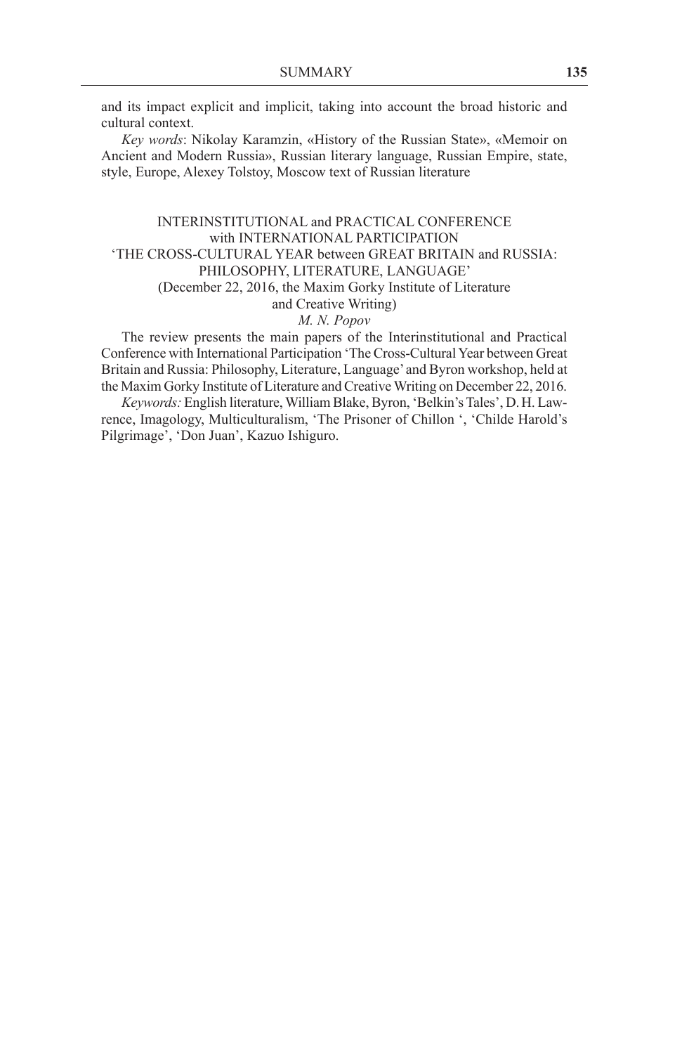and its impact explicit and implicit, taking into account the broad historic and cultural context.

*Key words*: Nikolay Karamzin, «History of the Russian State», «Memoir on Ancient and Modern Russia», Russian literary language, Russian Empire, state, style, Europe, Alexey Tolstoy, Moscow text of Russian literature

## INTERINSTITUTIONAL and PRACTICAL CONFERENCE with INTERNATIONAL PARTICIPATION 'THE CROSS-CULTURAL YEAR between GREAT BRITAIN and RUSSIA: PHILOSOPHY, LITERATURE, LANGUAGE' (December 22, 2016, the Maxim Gorky Institute of Literature and Creative Writing)

*M. N. Popov*

The review presents the main papers of the Interinstitutional and Practical Conference with International Participation 'The Cross-Cultural Year between Great Britain and Russia: Philosophy, Literature, Language' and Byron workshop, held at the Maxim Gorky Institute of Literature and Creative Writing on December 22, 2016.

*Keywords:* English literature, William Blake, Byron, 'Belkin's Tales', D. H. Lawrence, Imagology, Multiculturalism, 'The Prisoner of Chillon ', 'Childe Harold's Pilgrimage', 'Don Juan', Kazuo Ishiguro.